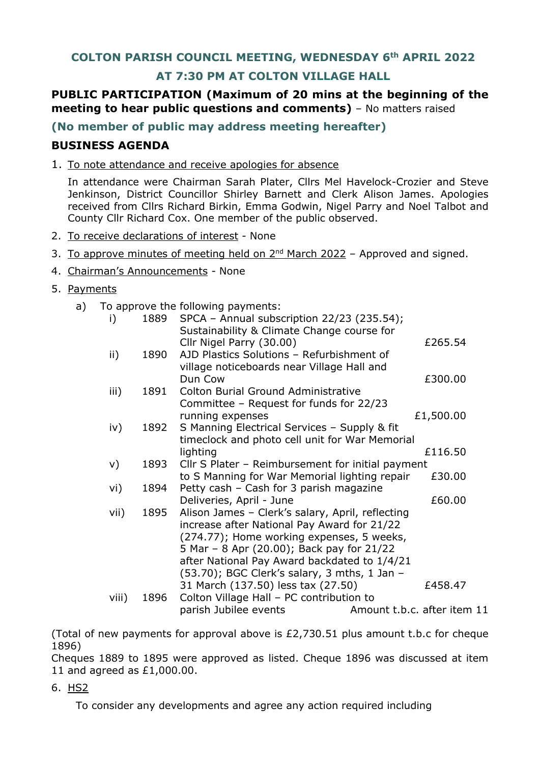## COLTON PARISH COUNCIL MEETING, WEDNESDAY 6th APRIL 2022

## AT 7:30 PM AT COLTON VILLAGE HALL

**PUBLIC PARTICIPATION (Maximum of 20 mins at the beginning of the meeting to hear public questions and comments)** – No matters raised

**(No member of public may address meeting hereafter)**

### BUSINESS AGENDA

1. To note attendance and receive apologies for absence

   In attendance were Chairman Sarah Plater, Cllrs Mel Havelock-Crozier and Steve Jenkinson, District Councillor Shirley Barnett and Clerk Alison James. Apologies received from Cllrs Richard Birkin, Emma Godwin, Nigel Parry and Noel Talbot and County Cllr Richard Cox. One member of the public observed.

2. To receive declarations of interest - None

3. To approve minutes of meeting held on 2nd March 2022 – Approved and signed.

4. Chairman's Announcements - None

5. Payments

   a) To approve the following payments:

| | | | |
|---|---|---|---|
| i) | 1889 | SPCA – Annual subscription 22/23 (235.54); Sustainability & Climate Change course for Cllr Nigel Parry (30.00) | £265.54 |
| ii) | 1890 | AJD Plastics Solutions – Refurbishment of village noticeboards near Village Hall and Dun Cow | £300.00 |
| iii) | 1891 | Colton Burial Ground Administrative Committee – Request for funds for 22/23 running expenses | £1,500.00 |
| iv) | 1892 | S Manning Electrical Services – Supply & fit timeclock and photo cell unit for War Memorial lighting | £116.50 |
| v) | 1893 | Cllr S Plater – Reimbursement for initial payment to S Manning for War Memorial lighting repair | £30.00 |
| vi) | 1894 | Petty cash – Cash for 3 parish magazine Deliveries, April - June | £60.00 |
| vii) | 1895 | Alison James – Clerk's salary, April, reflecting increase after National Pay Award for 21/22 (274.77); Home working expenses, 5 weeks, 5 Mar – 8 Apr (20.00); Back pay for 21/22 after National Pay Award backdated to 1/4/21 (53.70); BGC Clerk's salary, 3 mths, 1 Jan – 31 March (137.50) less tax (27.50) | £458.47 |
| viii) | 1896 | Colton Village Hall – PC contribution to parish Jubilee events | Amount t.b.c. after item 11 |

(Total of new payments for approval above is £2,730.51 plus amount t.b.c for cheque 1896)

Cheques 1889 to 1895 were approved as listed. Cheque 1896 was discussed at item 11 and agreed as £1,000.00.

6. HS2

   To consider any developments and agree any action required including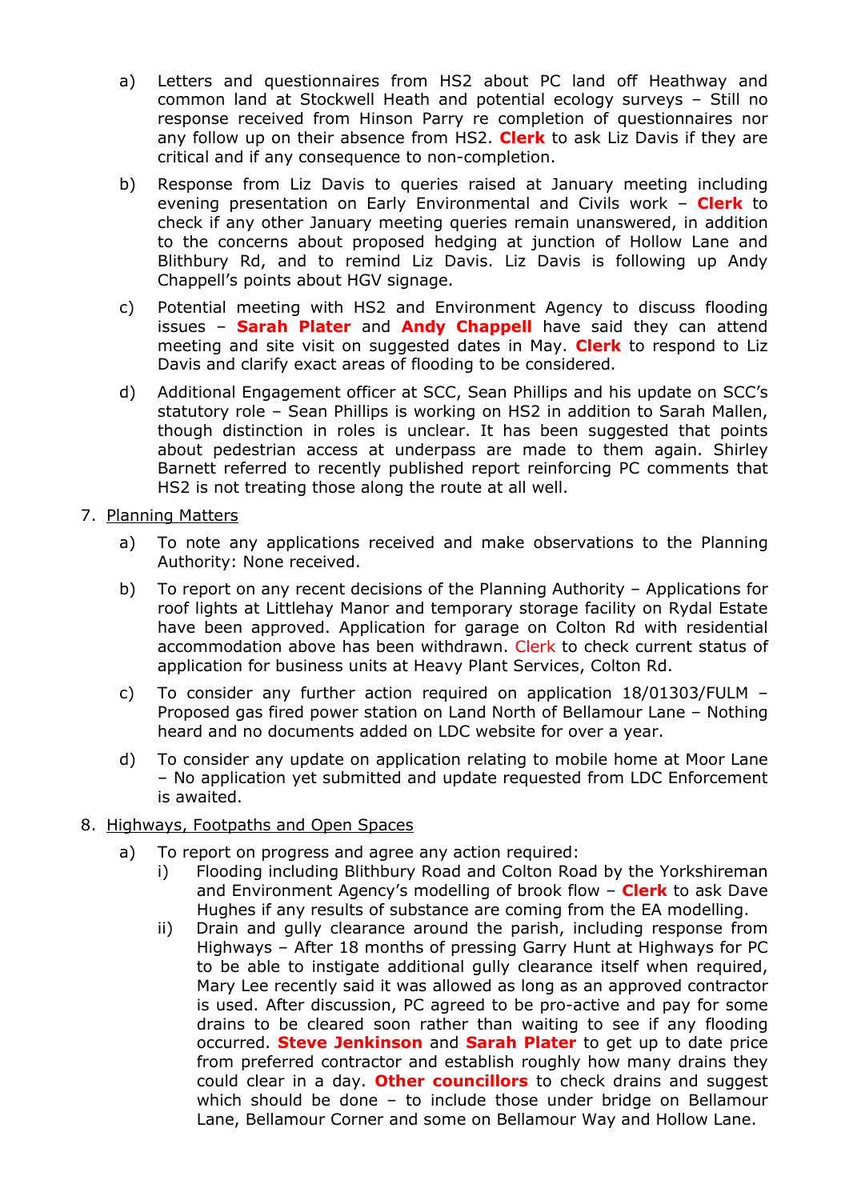a) Letters and questionnaires from HS2 about PC land off Heathway and common land at Stockwell Heath and potential ecology surveys – Still no response received from Hinson Parry re completion of questionnaires nor any follow up on their absence from HS2. **Clerk** to ask Liz Davis if they are critical and if any consequence to non-completion.

b) Response from Liz Davis to queries raised at January meeting including evening presentation on Early Environmental and Civils work – **Clerk** to check if any other January meeting queries remain unanswered, in addition to the concerns about proposed hedging at junction of Hollow Lane and Blithbury Rd, and to remind Liz Davis. Liz Davis is following up Andy Chappell's points about HGV signage.

c) Potential meeting with HS2 and Environment Agency to discuss flooding issues – **Sarah Plater** and **Andy Chappell** have said they can attend meeting and site visit on suggested dates in May. **Clerk** to respond to Liz Davis and clarify exact areas of flooding to be considered.

d) Additional Engagement officer at SCC, Sean Phillips and his update on SCC's statutory role – Sean Phillips is working on HS2 in addition to Sarah Mallen, though distinction in roles is unclear. It has been suggested that points about pedestrian access at underpass are made to them again. Shirley Barnett referred to recently published report reinforcing PC comments that HS2 is not treating those along the route at all well.

7. Planning Matters

   a) To note any applications received and make observations to the Planning Authority: None received.

   b) To report on any recent decisions of the Planning Authority – Applications for roof lights at Littlehay Manor and temporary storage facility on Rydal Estate have been approved. Application for garage on Colton Rd with residential accommodation above has been withdrawn. Clerk to check current status of application for business units at Heavy Plant Services, Colton Rd.

   c) To consider any further action required on application 18/01303/FULM – Proposed gas fired power station on Land North of Bellamour Lane – Nothing heard and no documents added on LDC website for over a year.

   d) To consider any update on application relating to mobile home at Moor Lane – No application yet submitted and update requested from LDC Enforcement is awaited.

8. Highways, Footpaths and Open Spaces

   a) To report on progress and agree any action required:

      i) Flooding including Blithbury Road and Colton Road by the Yorkshireman and Environment Agency's modelling of brook flow – **Clerk** to ask Dave Hughes if any results of substance are coming from the EA modelling.

      ii) Drain and gully clearance around the parish, including response from Highways – After 18 months of pressing Garry Hunt at Highways for PC to be able to instigate additional gully clearance itself when required, Mary Lee recently said it was allowed as long as an approved contractor is used. After discussion, PC agreed to be pro-active and pay for some drains to be cleared soon rather than waiting to see if any flooding occurred. **Steve Jenkinson** and **Sarah Plater** to get up to date price from preferred contractor and establish roughly how many drains they could clear in a day. **Other councillors** to check drains and suggest which should be done – to include those under bridge on Bellamour Lane, Bellamour Corner and some on Bellamour Way and Hollow Lane.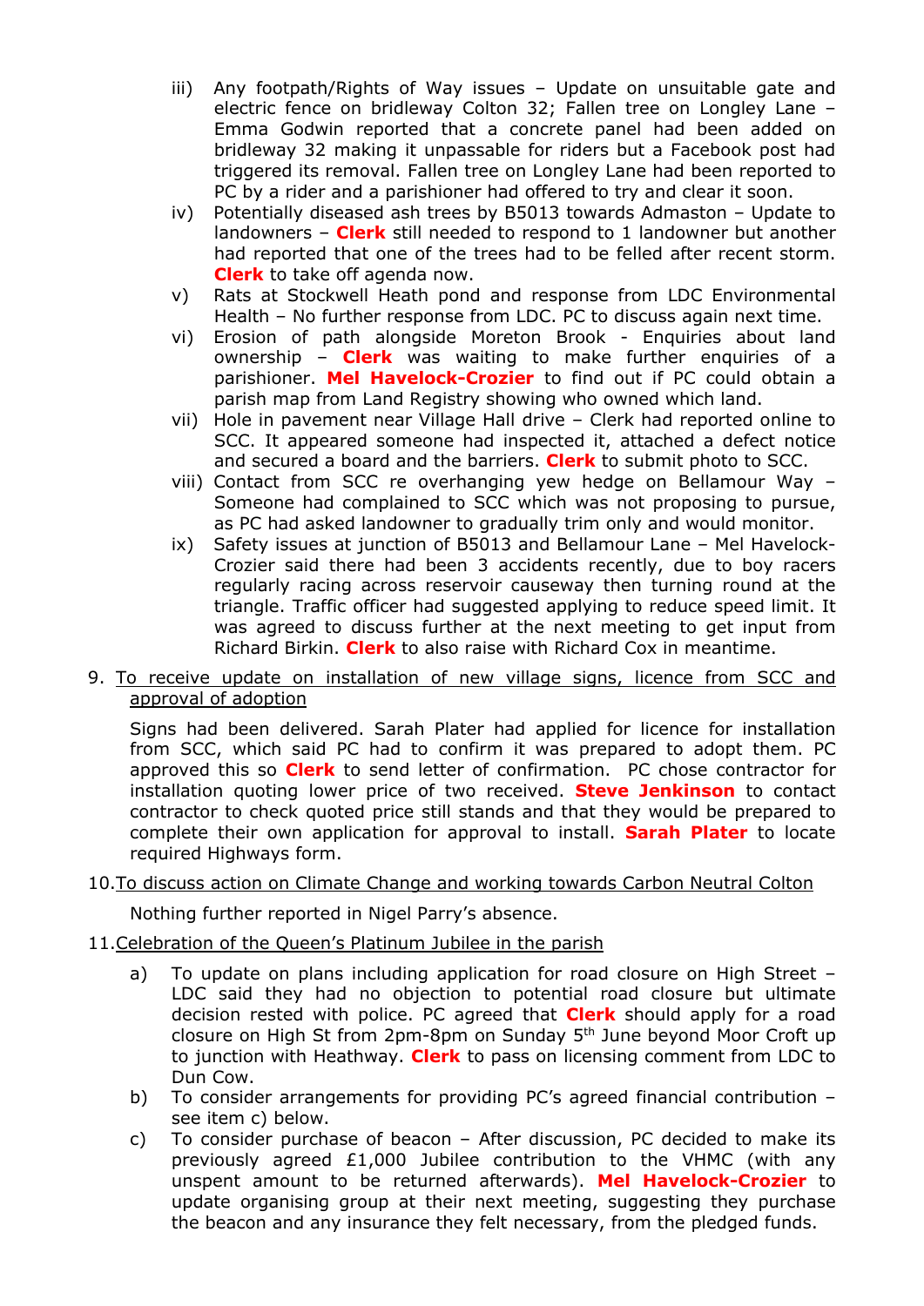iii) Any footpath/Rights of Way issues – Update on unsuitable gate and electric fence on bridleway Colton 32; Fallen tree on Longley Lane – Emma Godwin reported that a concrete panel had been added on bridleway 32 making it unpassable for riders but a Facebook post had triggered its removal. Fallen tree on Longley Lane had been reported to PC by a rider and a parishioner had offered to try and clear it soon.

iv) Potentially diseased ash trees by B5013 towards Admaston – Update to landowners – **Clerk** still needed to respond to 1 landowner but another had reported that one of the trees had to be felled after recent storm. **Clerk** to take off agenda now.

v) Rats at Stockwell Heath pond and response from LDC Environmental Health – No further response from LDC. PC to discuss again next time.

vi) Erosion of path alongside Moreton Brook - Enquiries about land ownership – **Clerk** was waiting to make further enquiries of a parishioner. **Mel Havelock-Crozier** to find out if PC could obtain a parish map from Land Registry showing who owned which land.

vii) Hole in pavement near Village Hall drive – Clerk had reported online to SCC. It appeared someone had inspected it, attached a defect notice and secured a board and the barriers. **Clerk** to submit photo to SCC.

viii) Contact from SCC re overhanging yew hedge on Bellamour Way – Someone had complained to SCC which was not proposing to pursue, as PC had asked landowner to gradually trim only and would monitor.

ix) Safety issues at junction of B5013 and Bellamour Lane – Mel Havelock-Crozier said there had been 3 accidents recently, due to boy racers regularly racing across reservoir causeway then turning round at the triangle. Traffic officer had suggested applying to reduce speed limit. It was agreed to discuss further at the next meeting to get input from Richard Birkin. **Clerk** to also raise with Richard Cox in meantime.

9. To receive update on installation of new village signs, licence from SCC and approval of adoption

Signs had been delivered. Sarah Plater had applied for licence for installation from SCC, which said PC had to confirm it was prepared to adopt them. PC approved this so **Clerk** to send letter of confirmation. PC chose contractor for installation quoting lower price of two received. **Steve Jenkinson** to contact contractor to check quoted price still stands and that they would be prepared to complete their own application for approval to install. **Sarah Plater** to locate required Highways form.

10. To discuss action on Climate Change and working towards Carbon Neutral Colton

Nothing further reported in Nigel Parry's absence.

11. Celebration of the Queen's Platinum Jubilee in the parish

a) To update on plans including application for road closure on High Street – LDC said they had no objection to potential road closure but ultimate decision rested with police. PC agreed that **Clerk** should apply for a road closure on High St from 2pm-8pm on Sunday 5th June beyond Moor Croft up to junction with Heathway. **Clerk** to pass on licensing comment from LDC to Dun Cow.

b) To consider arrangements for providing PC's agreed financial contribution – see item c) below.

c) To consider purchase of beacon – After discussion, PC decided to make its previously agreed £1,000 Jubilee contribution to the VHMC (with any unspent amount to be returned afterwards). **Mel Havelock-Crozier** to update organising group at their next meeting, suggesting they purchase the beacon and any insurance they felt necessary, from the pledged funds.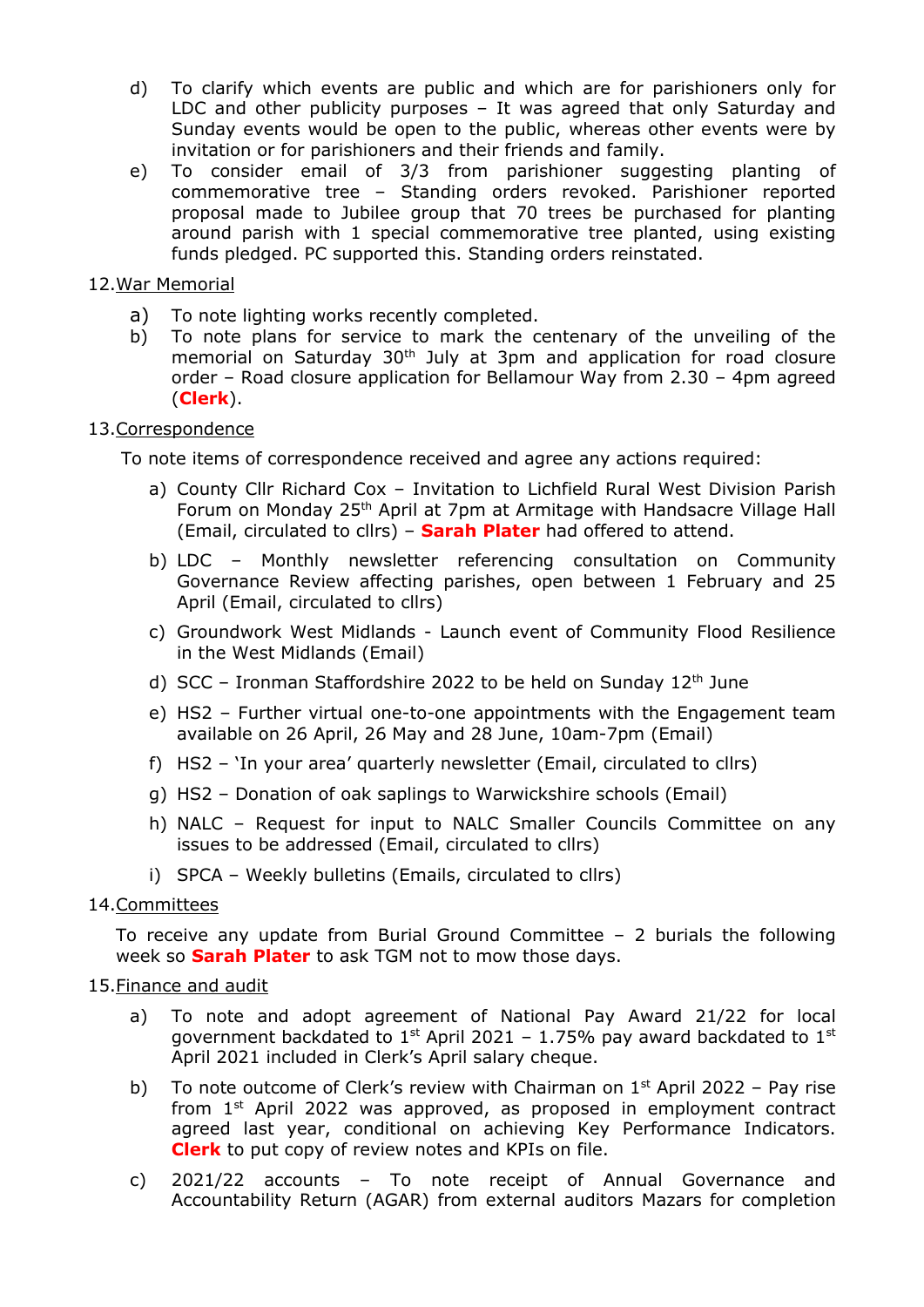d) To clarify which events are public and which are for parishioners only for LDC and other publicity purposes – It was agreed that only Saturday and Sunday events would be open to the public, whereas other events were by invitation or for parishioners and their friends and family.

e) To consider email of 3/3 from parishioner suggesting planting of commemorative tree – Standing orders revoked. Parishioner reported proposal made to Jubilee group that 70 trees be purchased for planting around parish with 1 special commemorative tree planted, using existing funds pledged. PC supported this. Standing orders reinstated.

12. War Memorial

a) To note lighting works recently completed.

b) To note plans for service to mark the centenary of the unveiling of the memorial on Saturday 30th July at 3pm and application for road closure order – Road closure application for Bellamour Way from 2.30 – 4pm agreed (**Clerk**).

13. Correspondence

To note items of correspondence received and agree any actions required:

a) County Cllr Richard Cox – Invitation to Lichfield Rural West Division Parish Forum on Monday 25th April at 7pm at Armitage with Handsacre Village Hall (Email, circulated to cllrs) – **Sarah Plater** had offered to attend.

b) LDC – Monthly newsletter referencing consultation on Community Governance Review affecting parishes, open between 1 February and 25 April (Email, circulated to cllrs)

c) Groundwork West Midlands - Launch event of Community Flood Resilience in the West Midlands (Email)

d) SCC – Ironman Staffordshire 2022 to be held on Sunday 12th June

e) HS2 – Further virtual one-to-one appointments with the Engagement team available on 26 April, 26 May and 28 June, 10am-7pm (Email)

f) HS2 – 'In your area' quarterly newsletter (Email, circulated to cllrs)

g) HS2 – Donation of oak saplings to Warwickshire schools (Email)

h) NALC – Request for input to NALC Smaller Councils Committee on any issues to be addressed (Email, circulated to cllrs)

i) SPCA – Weekly bulletins (Emails, circulated to cllrs)

14. Committees

To receive any update from Burial Ground Committee – 2 burials the following week so **Sarah Plater** to ask TGM not to mow those days.

15. Finance and audit

a) To note and adopt agreement of National Pay Award 21/22 for local government backdated to 1st April 2021 – 1.75% pay award backdated to 1st April 2021 included in Clerk's April salary cheque.

b) To note outcome of Clerk's review with Chairman on 1st April 2022 – Pay rise from 1st April 2022 was approved, as proposed in employment contract agreed last year, conditional on achieving Key Performance Indicators. **Clerk** to put copy of review notes and KPIs on file.

c) 2021/22 accounts – To note receipt of Annual Governance and Accountability Return (AGAR) from external auditors Mazars for completion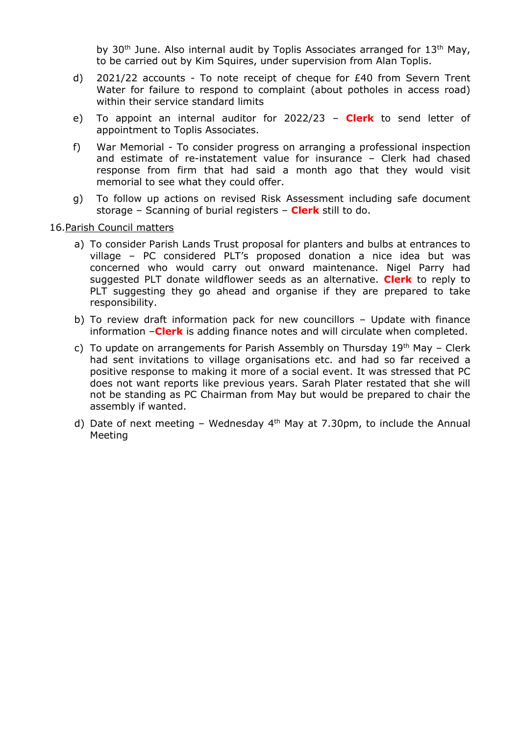by 30th June. Also internal audit by Toplis Associates arranged for 13th May, to be carried out by Kim Squires, under supervision from Alan Toplis.

d) 2021/22 accounts - To note receipt of cheque for £40 from Severn Trent Water for failure to respond to complaint (about potholes in access road) within their service standard limits

e) To appoint an internal auditor for 2022/23 – **Clerk** to send letter of appointment to Toplis Associates.

f) War Memorial - To consider progress on arranging a professional inspection and estimate of re-instatement value for insurance – Clerk had chased response from firm that had said a month ago that they would visit memorial to see what they could offer.

g) To follow up actions on revised Risk Assessment including safe document storage – Scanning of burial registers – **Clerk** still to do.

16. Parish Council matters

a) To consider Parish Lands Trust proposal for planters and bulbs at entrances to village – PC considered PLT's proposed donation a nice idea but was concerned who would carry out onward maintenance. Nigel Parry had suggested PLT donate wildflower seeds as an alternative. **Clerk** to reply to PLT suggesting they go ahead and organise if they are prepared to take responsibility.

b) To review draft information pack for new councillors – Update with finance information –**Clerk** is adding finance notes and will circulate when completed.

c) To update on arrangements for Parish Assembly on Thursday 19th May – Clerk had sent invitations to village organisations etc. and had so far received a positive response to making it more of a social event. It was stressed that PC does not want reports like previous years. Sarah Plater restated that she will not be standing as PC Chairman from May but would be prepared to chair the assembly if wanted.

d) Date of next meeting – Wednesday 4th May at 7.30pm, to include the Annual Meeting